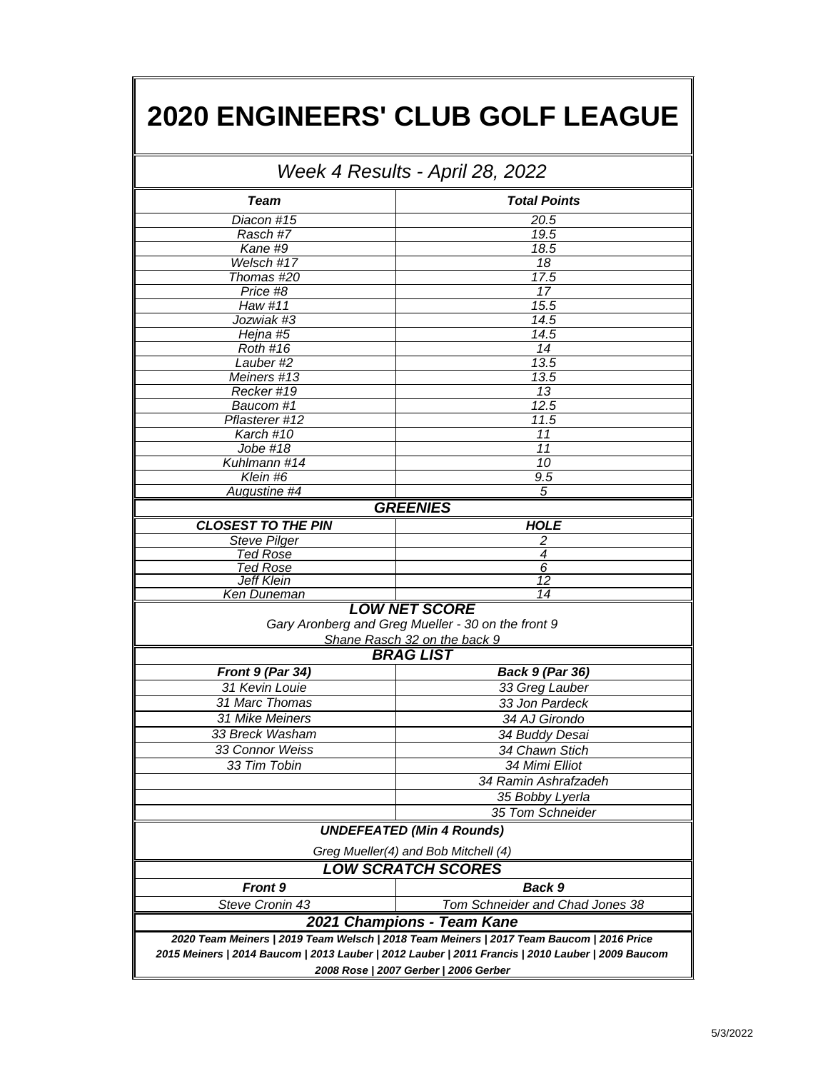# 2020 ENGINEERS' CLUB GOLF LEAGUE

## *Week 4 Results - April 28, 2022*

| *Team* | *Total Points* |
|---|---|
| *Diacon #15* | *20.5* |
| *Rasch #7* | *19.5* |
| *Kane #9* | *18.5* |
| *Welsch #17* | *18* |
| *Thomas #20* | *17.5* |
| *Price #8* | *17* |
| *Haw #11* | *15.5* |
| *Jozwiak #3* | *14.5* |
| *Hejna #5* | *14.5* |
| *Roth #16* | *14* |
| *Lauber #2* | *13.5* |
| *Meiners #13* | *13.5* |
| *Recker #19* | *13* |
| *Baucom #1* | *12.5* |
| *Pflasterer #12* | *11.5* |
| *Karch #10* | *11* |
| *Jobe #18* | *11* |
| *Kuhlmann #14* | *10* |
| *Klein #6* | *9.5* |
| *Augustine #4* | *5* |

### *GREENIES*

| *CLOSEST TO THE PIN* | *HOLE* |
|---|---|
| *Steve Pilger* | *2* |
| *Ted Rose* | *4* |
| *Ted Rose* | *6* |
| *Jeff Klein* | *12* |
| *Ken Duneman* | *14* |

### *LOW NET SCORE*

*Gary Aronberg and Greg Mueller - 30 on the front 9*

*Shane Rasch 32 on the back 9*

### *BRAG LIST*

| *Front 9 (Par 34)* | *Back 9 (Par 36)* |
|---|---|
| *31 Kevin Louie* | *33 Greg Lauber* |
| *31 Marc Thomas* | *33 Jon Pardeck* |
| *31 Mike Meiners* | *34 AJ Girondo* |
| *33 Breck Washam* | *34 Buddy Desai* |
| *33 Connor Weiss* | *34 Chawn Stich* |
| *33 Tim Tobin* | *34 Mimi Elliot* |
| | *34 Ramin Ashrafzadeh* |
| | *35 Bobby Lyerla* |
| | *35 Tom Schneider* |

### *UNDEFEATED (Min 4 Rounds)*

*Greg Mueller(4) and Bob Mitchell (4)*

### *LOW SCRATCH SCORES*

| *Front 9* | *Back 9* |
|---|---|
| *Steve Cronin 43* | *Tom Schneider and Chad Jones 38* |

### *2021 Champions - Team Kane*

***2020 Team Meiners | 2019 Team Welsch | 2018 Team Meiners | 2017 Team Baucom | 2016 Price***
***2015 Meiners | 2014 Baucom | 2013 Lauber | 2012 Lauber | 2011 Francis | 2010 Lauber | 2009 Baucom***
***2008 Rose | 2007 Gerber | 2006 Gerber***

5/3/2022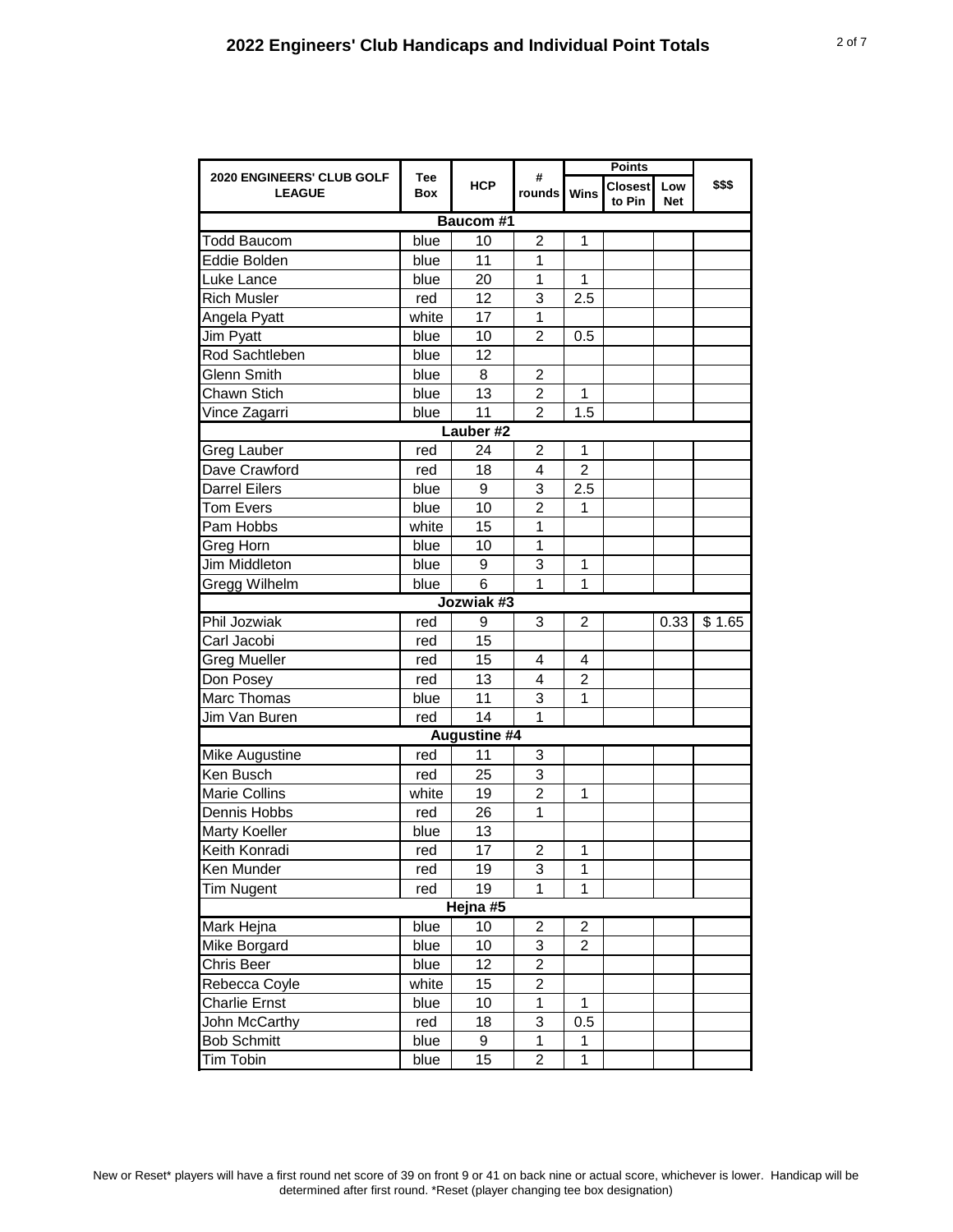# 2022 Engineers' Club Handicaps and Individual Point Totals

| 2020 ENGINEERS' CLUB GOLF LEAGUE | Tee Box | HCP | # rounds | Points | | | $$$ |
|---|---|---|---|---|---|---|---|
| | | | | Wins | Closest to Pin | Low Net | |
| **Baucom #1** | | | | | | | |
| Todd Baucom | blue | 10 | 2 | 1 | | | |
| Eddie Bolden | blue | 11 | 1 | | | | |
| Luke Lance | blue | 20 | 1 | 1 | | | |
| Rich Musler | red | 12 | 3 | 2.5 | | | |
| Angela Pyatt | white | 17 | 1 | | | | |
| Jim Pyatt | blue | 10 | 2 | 0.5 | | | |
| Rod Sachtleben | blue | 12 | | | | | |
| Glenn Smith | blue | 8 | 2 | | | | |
| Chawn Stich | blue | 13 | 2 | 1 | | | |
| Vince Zagarri | blue | 11 | 2 | 1.5 | | | |
| **Lauber #2** | | | | | | | |
| Greg Lauber | red | 24 | 2 | 1 | | | |
| Dave Crawford | red | 18 | 4 | 2 | | | |
| Darrel Eilers | blue | 9 | 3 | 2.5 | | | |
| Tom Evers | blue | 10 | 2 | 1 | | | |
| Pam Hobbs | white | 15 | 1 | | | | |
| Greg Horn | blue | 10 | 1 | | | | |
| Jim Middleton | blue | 9 | 3 | 1 | | | |
| Gregg Wilhelm | blue | 6 | 1 | 1 | | | |
| **Jozwiak #3** | | | | | | | |
| Phil Jozwiak | red | 9 | 3 | 2 | | 0.33 | $ 1.65 |
| Carl Jacobi | red | 15 | | | | | |
| Greg Mueller | red | 15 | 4 | 4 | | | |
| Don Posey | red | 13 | 4 | 2 | | | |
| Marc Thomas | blue | 11 | 3 | 1 | | | |
| Jim Van Buren | red | 14 | 1 | | | | |
| **Augustine #4** | | | | | | | |
| Mike Augustine | red | 11 | 3 | | | | |
| Ken Busch | red | 25 | 3 | | | | |
| Marie Collins | white | 19 | 2 | 1 | | | |
| Dennis Hobbs | red | 26 | 1 | | | | |
| Marty Koeller | blue | 13 | | | | | |
| Keith Konradi | red | 17 | 2 | 1 | | | |
| Ken Munder | red | 19 | 3 | 1 | | | |
| Tim Nugent | red | 19 | 1 | 1 | | | |
| **Hejna #5** | | | | | | | |
| Mark Hejna | blue | 10 | 2 | 2 | | | |
| Mike Borgard | blue | 10 | 3 | 2 | | | |
| Chris Beer | blue | 12 | 2 | | | | |
| Rebecca Coyle | white | 15 | 2 | | | | |
| Charlie Ernst | blue | 10 | 1 | 1 | | | |
| John McCarthy | red | 18 | 3 | 0.5 | | | |
| Bob Schmitt | blue | 9 | 1 | 1 | | | |
| Tim Tobin | blue | 15 | 2 | 1 | | | |

New or Reset* players will have a first round net score of 39 on front 9 or 41 on back nine or actual score, whichever is lower. Handicap will be determined after first round. *Reset (player changing tee box designation)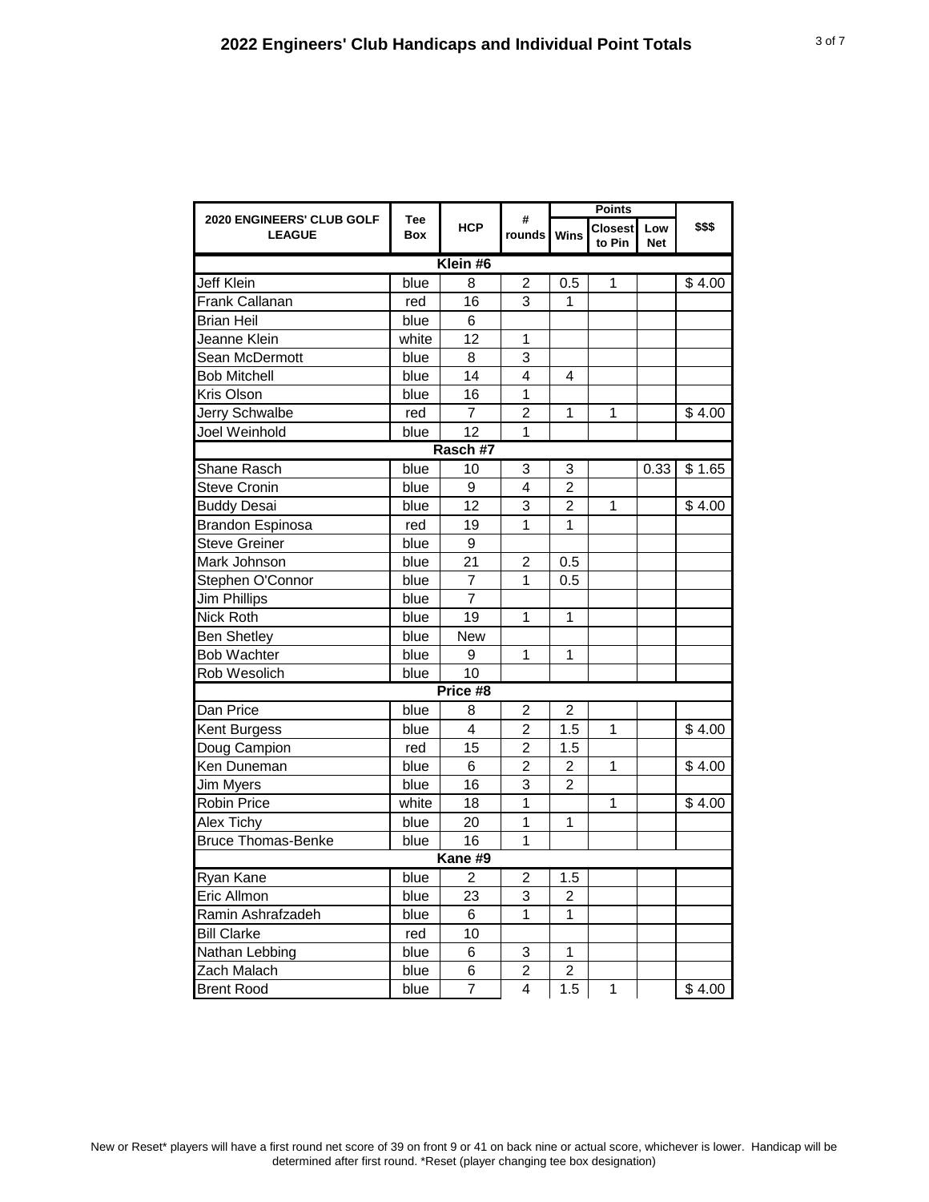# 2022 Engineers' Club Handicaps and Individual Point Totals

| 2020 ENGINEERS' CLUB GOLF LEAGUE | Tee Box | HCP | # rounds | Points | | | $$$ |
|---|---|---|---|---|---|---|---|
| | | | | Wins | Closest to Pin | Low Net | |
| **Klein #6** | | | | | | | |
| Jeff Klein | blue | 8 | 2 | 0.5 | 1 | | $ 4.00 |
| Frank Callanan | red | 16 | 3 | 1 | | | |
| Brian Heil | blue | 6 | | | | | |
| Jeanne Klein | white | 12 | 1 | | | | |
| Sean McDermott | blue | 8 | 3 | | | | |
| Bob Mitchell | blue | 14 | 4 | 4 | | | |
| Kris Olson | blue | 16 | 1 | | | | |
| Jerry Schwalbe | red | 7 | 2 | 1 | 1 | | $ 4.00 |
| Joel Weinhold | blue | 12 | 1 | | | | |
| **Rasch #7** | | | | | | | |
| Shane Rasch | blue | 10 | 3 | 3 | | 0.33 | $ 1.65 |
| Steve Cronin | blue | 9 | 4 | 2 | | | |
| Buddy Desai | blue | 12 | 3 | 2 | 1 | | $ 4.00 |
| Brandon Espinosa | red | 19 | 1 | 1 | | | |
| Steve Greiner | blue | 9 | | | | | |
| Mark Johnson | blue | 21 | 2 | 0.5 | | | |
| Stephen O'Connor | blue | 7 | 1 | 0.5 | | | |
| Jim Phillips | blue | 7 | | | | | |
| Nick Roth | blue | 19 | 1 | 1 | | | |
| Ben Shetley | blue | New | | | | | |
| Bob Wachter | blue | 9 | 1 | 1 | | | |
| Rob Wesolich | blue | 10 | | | | | |
| **Price #8** | | | | | | | |
| Dan Price | blue | 8 | 2 | 2 | | | |
| Kent Burgess | blue | 4 | 2 | 1.5 | 1 | | $ 4.00 |
| Doug Campion | red | 15 | 2 | 1.5 | | | |
| Ken Duneman | blue | 6 | 2 | 2 | 1 | | $ 4.00 |
| Jim Myers | blue | 16 | 3 | 2 | | | |
| Robin Price | white | 18 | 1 | | 1 | | $ 4.00 |
| Alex Tichy | blue | 20 | 1 | 1 | | | |
| Bruce Thomas-Benke | blue | 16 | 1 | | | | |
| **Kane #9** | | | | | | | |
| Ryan Kane | blue | 2 | 2 | 1.5 | | | |
| Eric Allmon | blue | 23 | 3 | 2 | | | |
| Ramin Ashrafzadeh | blue | 6 | 1 | 1 | | | |
| Bill Clarke | red | 10 | | | | | |
| Nathan Lebbing | blue | 6 | 3 | 1 | | | |
| Zach Malach | blue | 6 | 2 | 2 | | | |
| Brent Rood | blue | 7 | 4 | 1.5 | 1 | | $ 4.00 |

New or Reset* players will have a first round net score of 39 on front 9 or 41 on back nine or actual score, whichever is lower. Handicap will be determined after first round. *Reset (player changing tee box designation)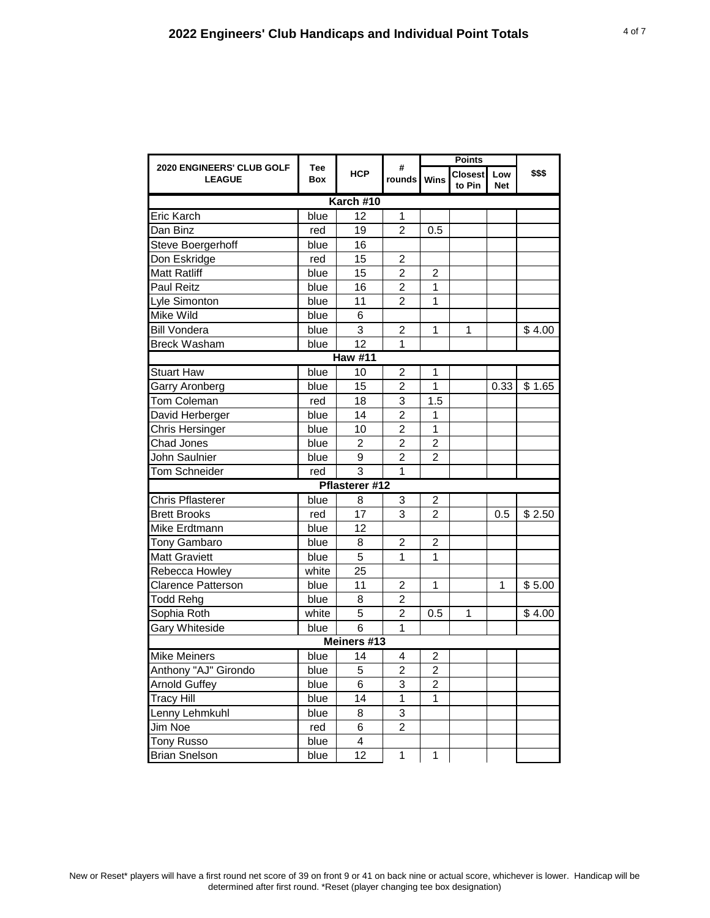# 2022 Engineers' Club Handicaps and Individual Point Totals

| 2020 ENGINEERS' CLUB GOLF LEAGUE | Tee Box | HCP | # rounds | Points | | | $$$ |
|---|---|---|---|---|---|---|---|
| | | | | Wins | Closest to Pin | Low Net | |
| **Karch #10** | | | | | | | |
| Eric Karch | blue | 12 | 1 | | | | |
| Dan Binz | red | 19 | 2 | 0.5 | | | |
| Steve Boergerhoff | blue | 16 | | | | | |
| Don Eskridge | red | 15 | 2 | | | | |
| Matt Ratliff | blue | 15 | 2 | 2 | | | |
| Paul Reitz | blue | 16 | 2 | 1 | | | |
| Lyle Simonton | blue | 11 | 2 | 1 | | | |
| Mike Wild | blue | 6 | | | | | |
| Bill Vondera | blue | 3 | 2 | 1 | 1 | | $ 4.00 |
| Breck Washam | blue | 12 | 1 | | | | |
| **Haw #11** | | | | | | | |
| Stuart Haw | blue | 10 | 2 | 1 | | | |
| Garry Aronberg | blue | 15 | 2 | 1 | | 0.33 | $ 1.65 |
| Tom Coleman | red | 18 | 3 | 1.5 | | | |
| David Herberger | blue | 14 | 2 | 1 | | | |
| Chris Hersinger | blue | 10 | 2 | 1 | | | |
| Chad Jones | blue | 2 | 2 | 2 | | | |
| John Saulnier | blue | 9 | 2 | 2 | | | |
| Tom Schneider | red | 3 | 1 | | | | |
| **Pflasterer #12** | | | | | | | |
| Chris Pflasterer | blue | 8 | 3 | 2 | | | |
| Brett Brooks | red | 17 | 3 | 2 | | 0.5 | $ 2.50 |
| Mike Erdtmann | blue | 12 | | | | | |
| Tony Gambaro | blue | 8 | 2 | 2 | | | |
| Matt Graviett | blue | 5 | 1 | 1 | | | |
| Rebecca Howley | white | 25 | | | | | |
| Clarence Patterson | blue | 11 | 2 | 1 | | 1 | $ 5.00 |
| Todd Rehg | blue | 8 | 2 | | | | |
| Sophia Roth | white | 5 | 2 | 0.5 | 1 | | $ 4.00 |
| Gary Whiteside | blue | 6 | 1 | | | | |
| **Meiners #13** | | | | | | | |
| Mike Meiners | blue | 14 | 4 | 2 | | | |
| Anthony "AJ" Girondo | blue | 5 | 2 | 2 | | | |
| Arnold Guffey | blue | 6 | 3 | 2 | | | |
| Tracy Hill | blue | 14 | 1 | 1 | | | |
| Lenny Lehmkuhl | blue | 8 | 3 | | | | |
| Jim Noe | red | 6 | 2 | | | | |
| Tony Russo | blue | 4 | | | | | |
| Brian Snelson | blue | 12 | 1 | 1 | | | |

New or Reset* players will have a first round net score of 39 on front 9 or 41 on back nine or actual score, whichever is lower. Handicap will be determined after first round. *Reset (player changing tee box designation)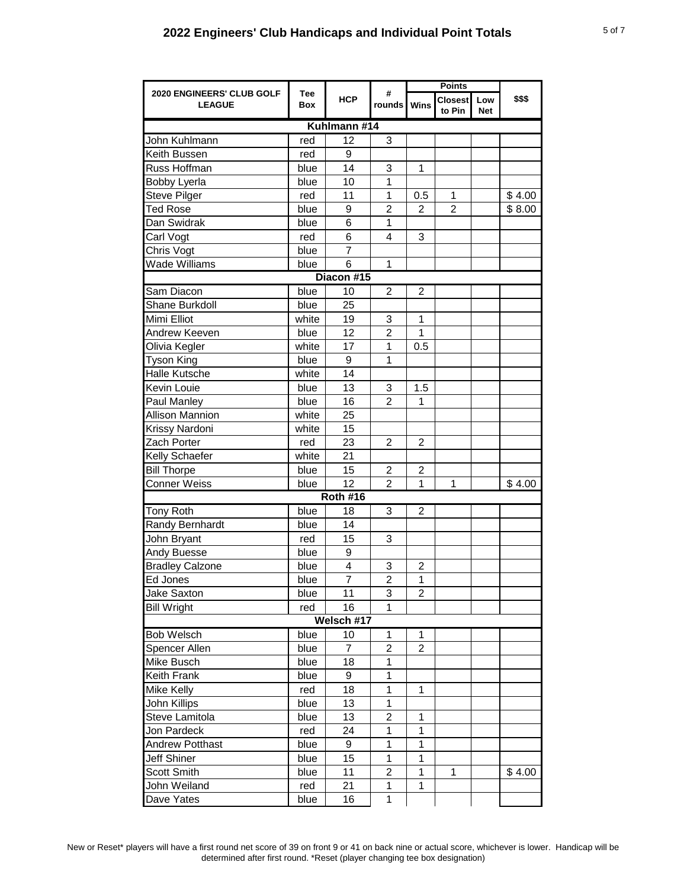## 2022 Engineers' Club Handicaps and Individual Point Totals

| 2020 ENGINEERS' CLUB GOLF LEAGUE | Tee Box | HCP | # rounds | Points | | | $$$ |
|---|---|---|---|---|---|---|---|
| | | | | Wins | Closest to Pin | Low Net | |
| **Kuhlmann #14** | | | | | | | |
| John Kuhlmann | red | 12 | 3 | | | | |
| Keith Bussen | red | 9 | | | | | |
| Russ Hoffman | blue | 14 | 3 | 1 | | | |
| Bobby Lyerla | blue | 10 | 1 | | | | |
| Steve Pilger | red | 11 | 1 | 0.5 | 1 | | $ 4.00 |
| Ted Rose | blue | 9 | 2 | 2 | 2 | | $ 8.00 |
| Dan Swidrak | blue | 6 | 1 | | | | |
| Carl Vogt | red | 6 | 4 | 3 | | | |
| Chris Vogt | blue | 7 | | | | | |
| Wade Williams | blue | 6 | 1 | | | | |
| **Diacon #15** | | | | | | | |
| Sam Diacon | blue | 10 | 2 | 2 | | | |
| Shane Burkdoll | blue | 25 | | | | | |
| Mimi Elliot | white | 19 | 3 | 1 | | | |
| Andrew Keeven | blue | 12 | 2 | 1 | | | |
| Olivia Kegler | white | 17 | 1 | 0.5 | | | |
| Tyson King | blue | 9 | 1 | | | | |
| Halle Kutsche | white | 14 | | | | | |
| Kevin Louie | blue | 13 | 3 | 1.5 | | | |
| Paul Manley | blue | 16 | 2 | 1 | | | |
| Allison Mannion | white | 25 | | | | | |
| Krissy Nardoni | white | 15 | | | | | |
| Zach Porter | red | 23 | 2 | 2 | | | |
| Kelly Schaefer | white | 21 | | | | | |
| Bill Thorpe | blue | 15 | 2 | 2 | | | |
| Conner Weiss | blue | 12 | 2 | 1 | 1 | | $ 4.00 |
| **Roth #16** | | | | | | | |
| Tony Roth | blue | 18 | 3 | 2 | | | |
| Randy Bernhardt | blue | 14 | | | | | |
| John Bryant | red | 15 | 3 | | | | |
| Andy Buesse | blue | 9 | | | | | |
| Bradley Calzone | blue | 4 | 3 | 2 | | | |
| Ed Jones | blue | 7 | 2 | 1 | | | |
| Jake Saxton | blue | 11 | 3 | 2 | | | |
| Bill Wright | red | 16 | 1 | | | | |
| **Welsch #17** | | | | | | | |
| Bob Welsch | blue | 10 | 1 | 1 | | | |
| Spencer Allen | blue | 7 | 2 | 2 | | | |
| Mike Busch | blue | 18 | 1 | | | | |
| Keith Frank | blue | 9 | 1 | | | | |
| Mike Kelly | red | 18 | 1 | 1 | | | |
| John Killips | blue | 13 | 1 | | | | |
| Steve Lamitola | blue | 13 | 2 | 1 | | | |
| Jon Pardeck | red | 24 | 1 | 1 | | | |
| Andrew Potthast | blue | 9 | 1 | 1 | | | |
| Jeff Shiner | blue | 15 | 1 | 1 | | | |
| Scott Smith | blue | 11 | 2 | 1 | 1 | | $ 4.00 |
| John Weiland | red | 21 | 1 | 1 | | | |
| Dave Yates | blue | 16 | 1 | | | | |

New or Reset* players will have a first round net score of 39 on front 9 or 41 on back nine or actual score, whichever is lower. Handicap will be determined after first round. *Reset (player changing tee box designation)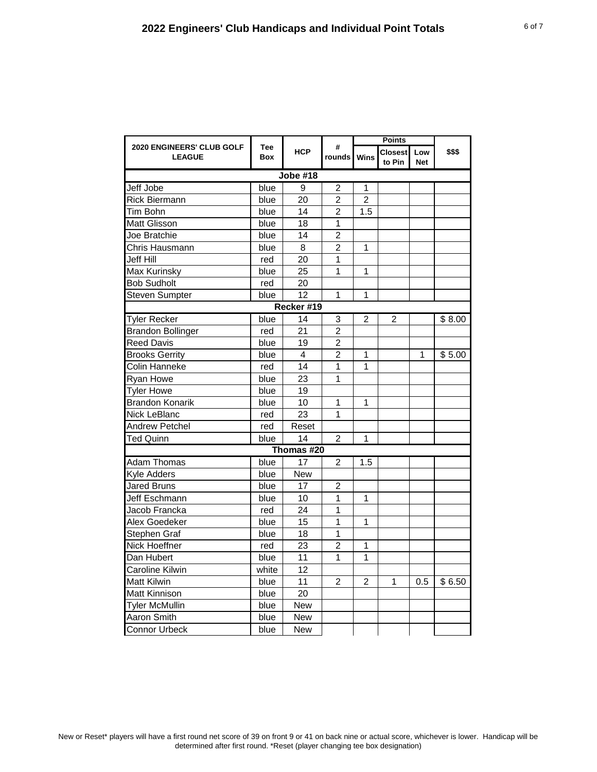## 2022 Engineers' Club Handicaps and Individual Point Totals

| 2020 ENGINEERS' CLUB GOLF LEAGUE | Tee Box | HCP | # rounds | Points | | | $$$ |
|---|---|---|---|---|---|---|---|
| | | | | Wins | Closest to Pin | Low Net | |
| **Jobe #18** | | | | | | | |
| Jeff Jobe | blue | 9 | 2 | 1 | | | |
| Rick Biermann | blue | 20 | 2 | 2 | | | |
| Tim Bohn | blue | 14 | 2 | 1.5 | | | |
| Matt Glisson | blue | 18 | 1 | | | | |
| Joe Bratchie | blue | 14 | 2 | | | | |
| Chris Hausmann | blue | 8 | 2 | 1 | | | |
| Jeff Hill | red | 20 | 1 | | | | |
| Max Kurinsky | blue | 25 | 1 | 1 | | | |
| Bob Sudholt | red | 20 | | | | | |
| Steven Sumpter | blue | 12 | 1 | 1 | | | |
| **Recker #19** | | | | | | | |
| Tyler Recker | blue | 14 | 3 | 2 | 2 | | $ 8.00 |
| Brandon Bollinger | red | 21 | 2 | | | | |
| Reed Davis | blue | 19 | 2 | | | | |
| Brooks Gerrity | blue | 4 | 2 | 1 | | 1 | $ 5.00 |
| Colin Hanneke | red | 14 | 1 | 1 | | | |
| Ryan Howe | blue | 23 | 1 | | | | |
| Tyler Howe | blue | 19 | | | | | |
| Brandon Konarik | blue | 10 | 1 | 1 | | | |
| Nick LeBlanc | red | 23 | 1 | | | | |
| Andrew Petchel | red | Reset | | | | | |
| Ted Quinn | blue | 14 | 2 | 1 | | | |
| **Thomas #20** | | | | | | | |
| Adam Thomas | blue | 17 | 2 | 1.5 | | | |
| Kyle Adders | blue | New | | | | | |
| Jared Bruns | blue | 17 | 2 | | | | |
| Jeff Eschmann | blue | 10 | 1 | 1 | | | |
| Jacob Francka | red | 24 | 1 | | | | |
| Alex Goedeker | blue | 15 | 1 | 1 | | | |
| Stephen Graf | blue | 18 | 1 | | | | |
| Nick Hoeffner | red | 23 | 2 | 1 | | | |
| Dan Hubert | blue | 11 | 1 | 1 | | | |
| Caroline Kilwin | white | 12 | | | | | |
| Matt Kilwin | blue | 11 | 2 | 2 | 1 | 0.5 | $ 6.50 |
| Matt Kinnison | blue | 20 | | | | | |
| Tyler McMullin | blue | New | | | | | |
| Aaron Smith | blue | New | | | | | |
| Connor Urbeck | blue | New | | | | | |

New or Reset* players will have a first round net score of 39 on front 9 or 41 on back nine or actual score, whichever is lower. Handicap will be determined after first round. *Reset (player changing tee box designation)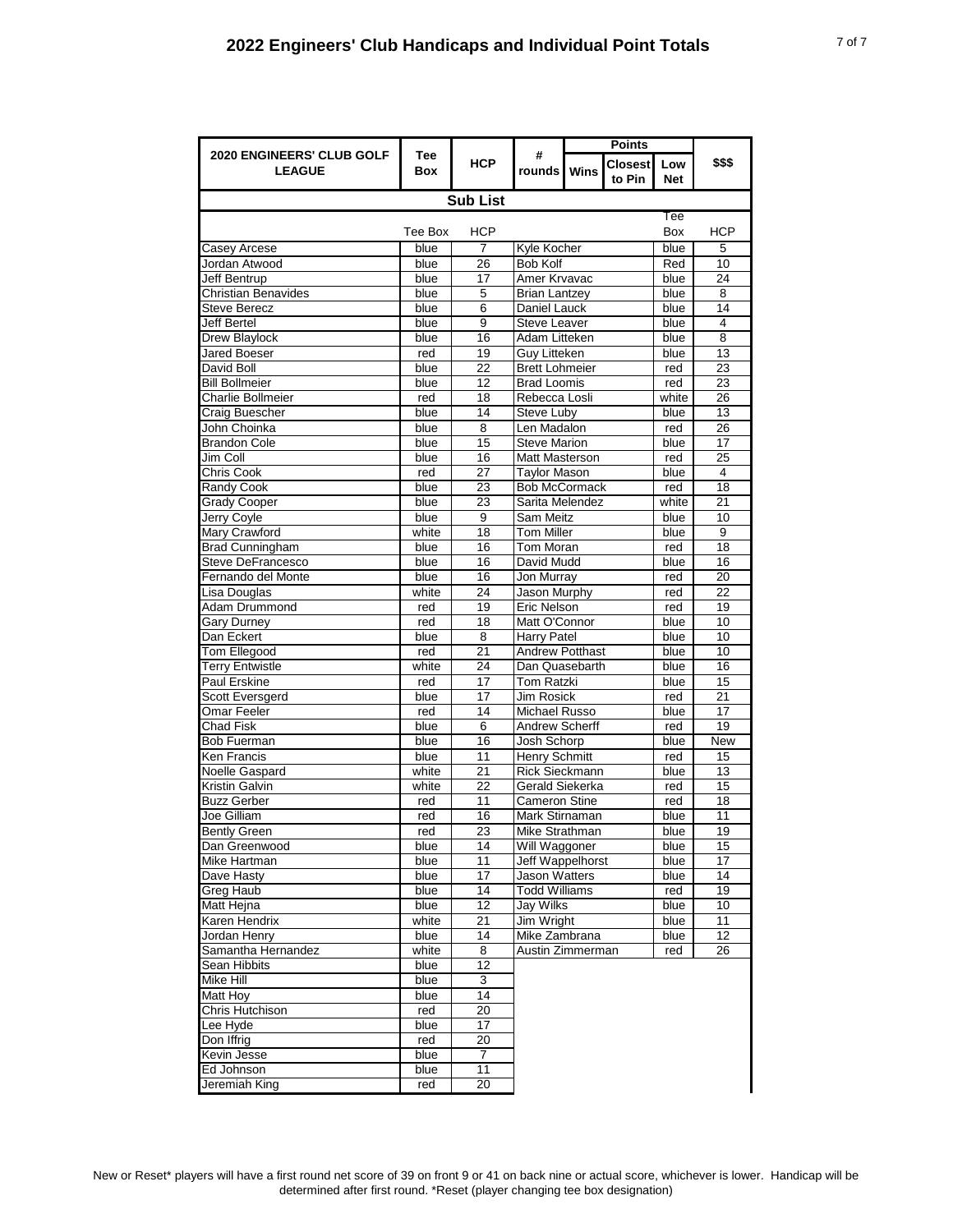## 2022 Engineers' Club Handicaps and Individual Point Totals

| 2020 ENGINEERS' CLUB GOLF LEAGUE | Tee Box | HCP | # rounds | Points | | | $$$ |
|---|---|---|---|---|---|---|---|
| | | | | Wins | Closest to Pin | Low Net | |

**Sub List**

| | Tee Box | HCP | | Tee Box | HCP |
|---|---|---|---|---|---|
| Casey Arcese | blue | 7 | Kyle Kocher | blue | 5 |
| Jordan Atwood | blue | 26 | Bob Kolf | Red | 10 |
| Jeff Bentrup | blue | 17 | Amer Krvavac | blue | 24 |
| Christian Benavides | blue | 5 | Brian Lantzey | blue | 8 |
| Steve Berecz | blue | 6 | Daniel Lauck | blue | 14 |
| Jeff Bertel | blue | 9 | Steve Leaver | blue | 4 |
| Drew Blaylock | blue | 16 | Adam Litteken | blue | 8 |
| Jared Boeser | red | 19 | Guy Litteken | blue | 13 |
| David Boll | blue | 22 | Brett Lohmeier | red | 23 |
| Bill Bollmeier | blue | 12 | Brad Loomis | red | 23 |
| Charlie Bollmeier | red | 18 | Rebecca Losli | white | 26 |
| Craig Buescher | blue | 14 | Steve Luby | blue | 13 |
| John Choinka | blue | 8 | Len Madalon | red | 26 |
| Brandon Cole | blue | 15 | Steve Marion | blue | 17 |
| Jim Coll | blue | 16 | Matt Masterson | red | 25 |
| Chris Cook | red | 27 | Taylor Mason | blue | 4 |
| Randy Cook | blue | 23 | Bob McCormack | red | 18 |
| Grady Cooper | blue | 23 | Sarita Melendez | white | 21 |
| Jerry Coyle | blue | 9 | Sam Meitz | blue | 10 |
| Mary Crawford | white | 18 | Tom Miller | blue | 9 |
| Brad Cunningham | blue | 16 | Tom Moran | red | 18 |
| Steve DeFrancesco | blue | 16 | David Mudd | blue | 16 |
| Fernando del Monte | blue | 16 | Jon Murray | red | 20 |
| Lisa Douglas | white | 24 | Jason Murphy | red | 22 |
| Adam Drummond | red | 19 | Eric Nelson | red | 19 |
| Gary Durney | red | 18 | Matt O'Connor | blue | 10 |
| Dan Eckert | blue | 8 | Harry Patel | blue | 10 |
| Tom Ellegood | red | 21 | Andrew Potthast | blue | 10 |
| Terry Entwistle | white | 24 | Dan Quasebarth | blue | 16 |
| Paul Erskine | red | 17 | Tom Ratzki | blue | 15 |
| Scott Eversgerd | blue | 17 | Jim Rosick | red | 21 |
| Omar Feeler | red | 14 | Michael Russo | blue | 17 |
| Chad Fisk | blue | 6 | Andrew Scherff | red | 19 |
| Bob Fuerman | blue | 16 | Josh Schorp | blue | New |
| Ken Francis | blue | 11 | Henry Schmitt | red | 15 |
| Noelle Gaspard | white | 21 | Rick Sieckmann | blue | 13 |
| Kristin Galvin | white | 22 | Gerald Siekerka | red | 15 |
| Buzz Gerber | red | 11 | Cameron Stine | red | 18 |
| Joe Gilliam | red | 16 | Mark Stirnaman | blue | 11 |
| Bently Green | red | 23 | Mike Strathman | blue | 19 |
| Dan Greenwood | blue | 14 | Will Waggoner | blue | 15 |
| Mike Hartman | blue | 11 | Jeff Wappelhorst | blue | 17 |
| Dave Hasty | blue | 17 | Jason Watters | blue | 14 |
| Greg Haub | blue | 14 | Todd Williams | red | 19 |
| Matt Hejna | blue | 12 | Jay Wilks | blue | 10 |
| Karen Hendrix | white | 21 | Jim Wright | blue | 11 |
| Jordan Henry | blue | 14 | Mike Zambrana | blue | 12 |
| Samantha Hernandez | white | 8 | Austin Zimmerman | red | 26 |
| Sean Hibbits | blue | 12 | | | |
| Mike Hill | blue | 3 | | | |
| Matt Hoy | blue | 14 | | | |
| Chris Hutchison | red | 20 | | | |
| Lee Hyde | blue | 17 | | | |
| Don Iffrig | red | 20 | | | |
| Kevin Jesse | blue | 7 | | | |
| Ed Johnson | blue | 11 | | | |
| Jeremiah King | red | 20 | | | |

New or Reset* players will have a first round net score of 39 on front 9 or 41 on back nine or actual score, whichever is lower. Handicap will be determined after first round. *Reset (player changing tee box designation)